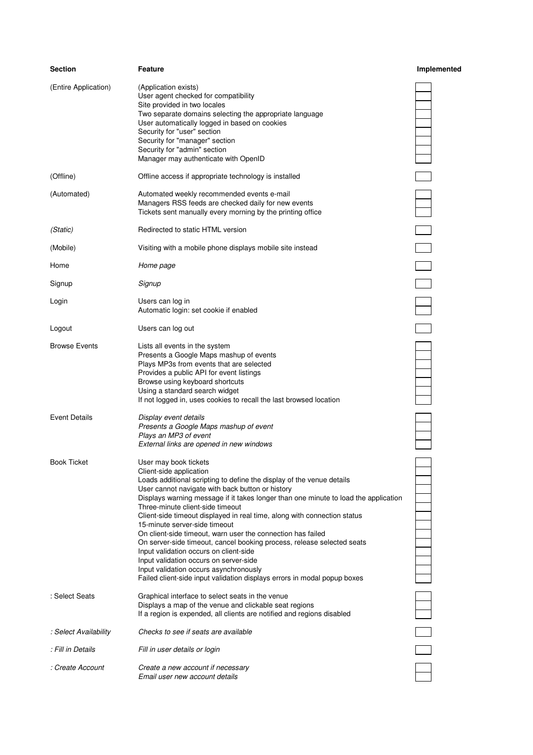| Section | Feature | Implemented |
| --- | --- | --- |
| (Entire Application) | (Application exists) | |
| | User agent checked for compatibility | |
| | Site provided in two locales | |
| | Two separate domains selecting the appropriate language | |
| | User automatically logged in based on cookies | |
| | Security for "user" section | |
| | Security for "manager" section | |
| | Security for "admin" section | |
| | Manager may authenticate with OpenID | |
| (Offline) | Offline access if appropriate technology is installed | |
| (Automated) | Automated weekly recommended events e-mail | |
| | Managers RSS feeds are checked daily for new events | |
| | Tickets sent manually every morning by the printing office | |
| *(Static)* | Redirected to static HTML version | |
| (Mobile) | Visiting with a mobile phone displays mobile site instead | |
| Home | *Home page* | |
| Signup | *Signup* | |
| Login | Users can log in | |
| | Automatic login: set cookie if enabled | |
| Logout | Users can log out | |
| Browse Events | Lists all events in the system | |
| | Presents a Google Maps mashup of events | |
| | Plays MP3s from events that are selected | |
| | Provides a public API for event listings | |
| | Browse using keyboard shortcuts | |
| | Using a standard search widget | |
| | If not logged in, uses cookies to recall the last browsed location | |
| Event Details | *Display event details* | |
| | *Presents a Google Maps mashup of event* | |
| | *Plays an MP3 of event* | |
| | *External links are opened in new windows* | |
| Book Ticket | User may book tickets | |
| | Client-side application | |
| | Loads additional scripting to define the display of the venue details | |
| | User cannot navigate with back button or history | |
| | Displays warning message if it takes longer than one minute to load the application | |
| | Three-minute client-side timeout | |
| | Client-side timeout displayed in real time, along with connection status | |
| | 15-minute server-side timeout | |
| | On client-side timeout, warn user the connection has failed | |
| | On server-side timeout, cancel booking process, release selected seats | |
| | Input validation occurs on client-side | |
| | Input validation occurs on server-side | |
| | Input validation occurs asynchronously | |
| | Failed client-side input validation displays errors in modal popup boxes | |
| : Select Seats | Graphical interface to select seats in the venue | |
| | Displays a map of the venue and clickable seat regions | |
| | If a region is expended, all clients are notified and regions disabled | |
| *: Select Availability* | *Checks to see if seats are available* | |
| *: Fill in Details* | *Fill in user details or login* | |
| *: Create Account* | *Create a new account if necessary* | |
| | *Email user new account details* | |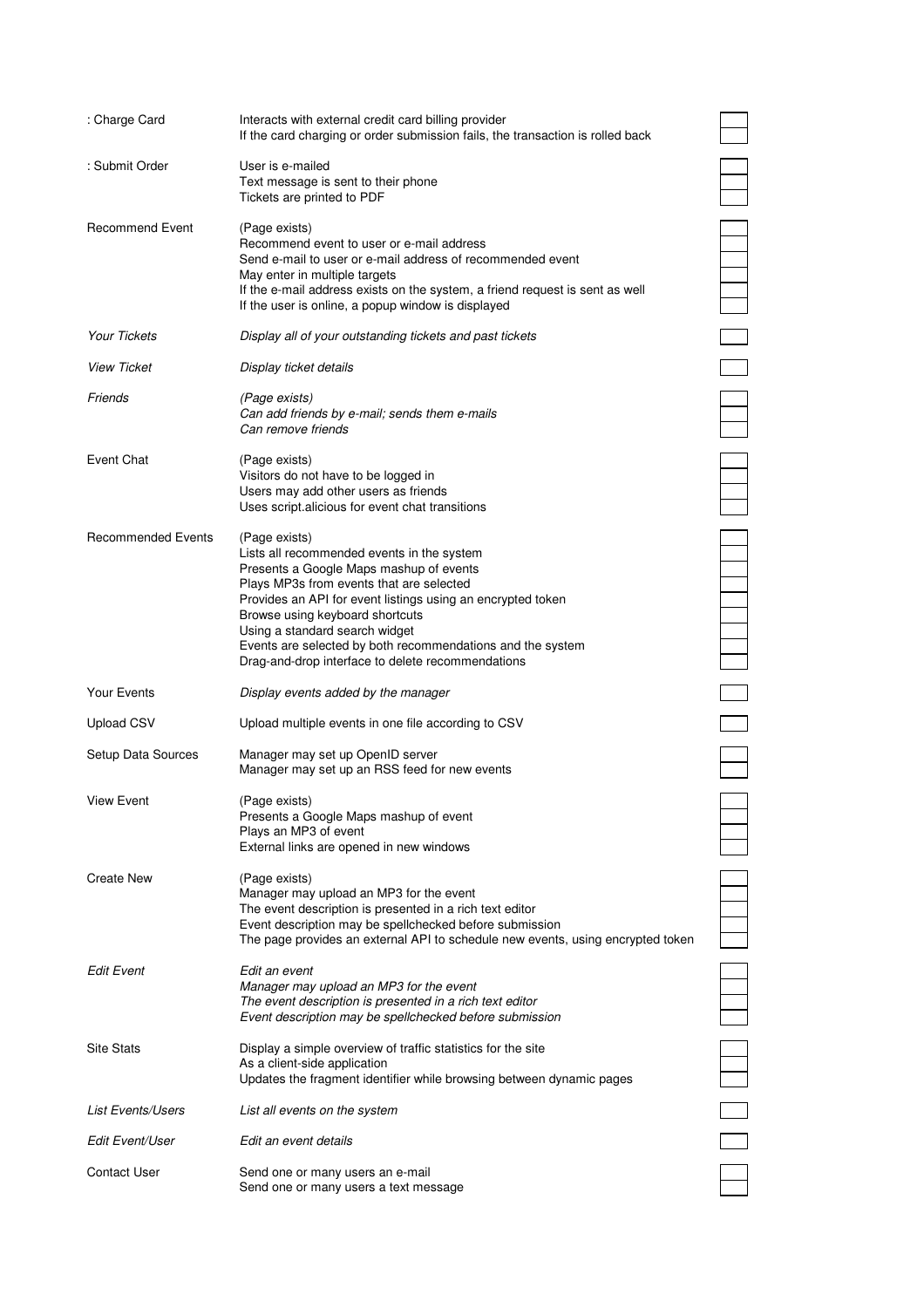| | | |
|---|---|---|
| : Charge Card | Interacts with external credit card billing provider<br>If the card charging or order submission fails, the transaction is rolled back | |
| : Submit Order | User is e-mailed<br>Text message is sent to their phone<br>Tickets are printed to PDF | |
| Recommend Event | (Page exists)<br>Recommend event to user or e-mail address<br>Send e-mail to user or e-mail address of recommended event<br>May enter in multiple targets<br>If the e-mail address exists on the system, a friend request is sent as well<br>If the user is online, a popup window is displayed | |
| *Your Tickets* | *Display all of your outstanding tickets and past tickets* | |
| *View Ticket* | *Display ticket details* | |
| *Friends* | *(Page exists)*<br>*Can add friends by e-mail; sends them e-mails*<br>*Can remove friends* | |
| Event Chat | (Page exists)<br>Visitors do not have to be logged in<br>Users may add other users as friends<br>Uses script.alicious for event chat transitions | |
| Recommended Events | (Page exists)<br>Lists all recommended events in the system<br>Presents a Google Maps mashup of events<br>Plays MP3s from events that are selected<br>Provides an API for event listings using an encrypted token<br>Browse using keyboard shortcuts<br>Using a standard search widget<br>Events are selected by both recommendations and the system<br>Drag-and-drop interface to delete recommendations | |
| Your Events | *Display events added by the manager* | |
| Upload CSV | Upload multiple events in one file according to CSV | |
| Setup Data Sources | Manager may set up OpenID server<br>Manager may set up an RSS feed for new events | |
| View Event | (Page exists)<br>Presents a Google Maps mashup of event<br>Plays an MP3 of event<br>External links are opened in new windows | |
| Create New | (Page exists)<br>Manager may upload an MP3 for the event<br>The event description is presented in a rich text editor<br>Event description may be spellchecked before submission<br>The page provides an external API to schedule new events, using encrypted token | |
| *Edit Event* | *Edit an event*<br>*Manager may upload an MP3 for the event*<br>*The event description is presented in a rich text editor*<br>*Event description may be spellchecked before submission* | |
| Site Stats | Display a simple overview of traffic statistics for the site<br>As a client-side application<br>Updates the fragment identifier while browsing between dynamic pages | |
| *List Events/Users* | *List all events on the system* | |
| *Edit Event/User* | *Edit an event details* | |
| Contact User | Send one or many users an e-mail<br>Send one or many users a text message | |